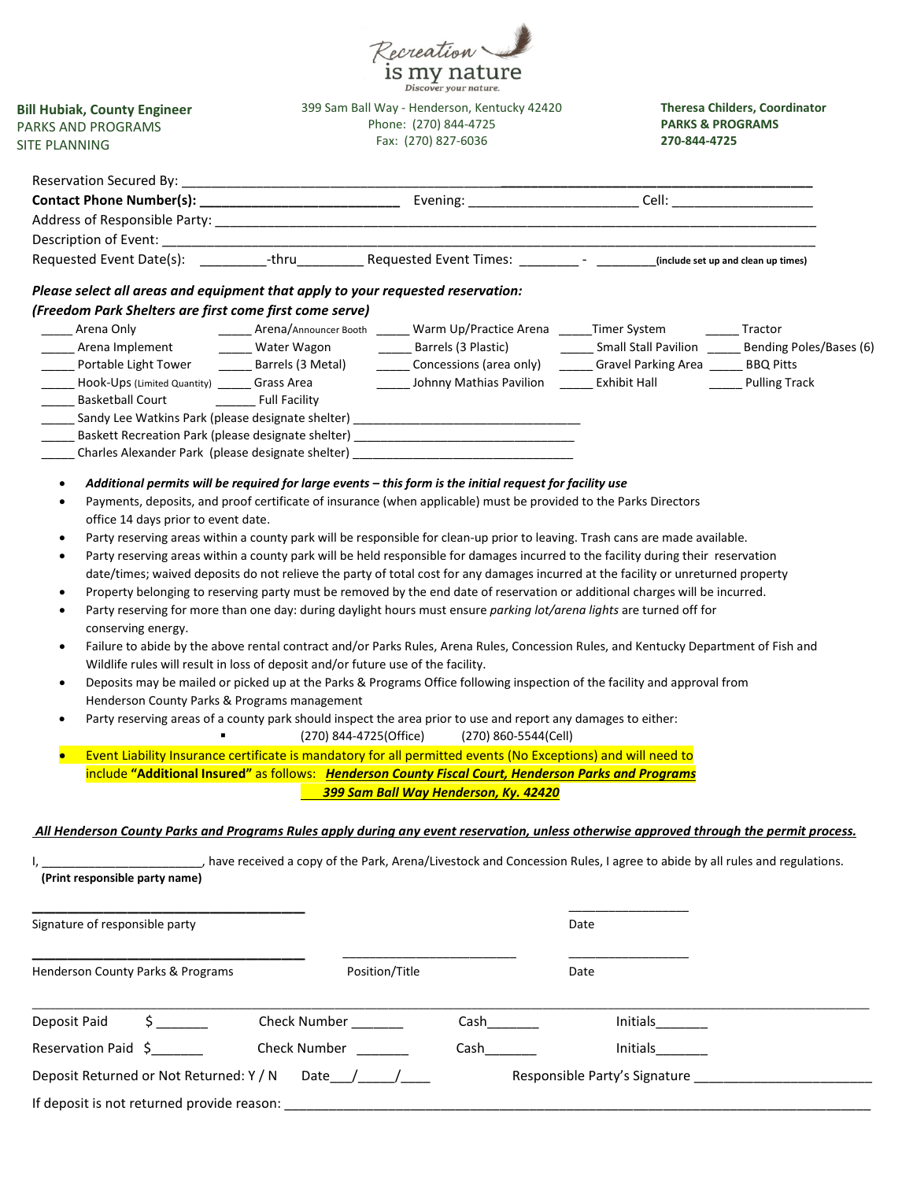Recreation is my nature
Discover your nature.

**Bill Hubiak, County Engineer**
PARKS AND PROGRAMS
SITE PLANNING

399 Sam Ball Way - Henderson, Kentucky 42420
Phone: (270) 844-4725
Fax: (270) 827-6036

**Theresa Childers, Coordinator**
**PARKS & PROGRAMS**
**270-844-4725**

Reservation Secured By: ______________________________________________

**Contact Phone Number(s):** ______________________ Evening: ____________________ Cell: __________________

Address of Responsible Party: ______________________________________________

Description of Event: ______________________________________________

Requested Event Date(s): _________-thru_________ Requested Event Times: ________ - ________(include set up and clean up times)

***Please select all areas and equipment that apply to your requested reservation:***
***(Freedom Park Shelters are first come first serve)***

_____ Arena Only
_____ Arena/Announcer Booth
_____ Warm Up/Practice Arena
_____ Timer System
_____ Tractor
_____ Arena Implement
_____ Water Wagon
_____ Barrels (3 Plastic)
_____ Small Stall Pavilion
_____ Bending Poles/Bases (6)
_____ Portable Light Tower
_____ Barrels (3 Metal)
_____ Concessions (area only)
_____ Gravel Parking Area
_____ BBQ Pitts
_____ Hook-Ups (Limited Quantity)
_____ Grass Area
_____ Johnny Mathias Pavilion
_____ Exhibit Hall
_____ Pulling Track
_____ Basketball Court
_____ Full Facility
_____ Sandy Lee Watkins Park (please designate shelter) ______________________________
_____ Baskett Recreation Park (please designate shelter) ______________________________
_____ Charles Alexander Park (please designate shelter) ______________________________

- ***Additional permits will be required for large events – this form is the initial request for facility use***
- Payments, deposits, and proof certificate of insurance (when applicable) must be provided to the Parks Directors office 14 days prior to event date.
- Party reserving areas within a county park will be responsible for clean-up prior to leaving. Trash cans are made available.
- Party reserving areas within a county park will be held responsible for damages incurred to the facility during their reservation date/times; waived deposits do not relieve the party of total cost for any damages incurred at the facility or unreturned property
- Property belonging to reserving party must be removed by the end date of reservation or additional charges will be incurred.
- Party reserving for more than one day: during daylight hours must ensure *parking lot/arena lights* are turned off for conserving energy.
- Failure to abide by the above rental contract and/or Parks Rules, Arena Rules, Concession Rules, and Kentucky Department of Fish and Wildlife rules will result in loss of deposit and/or future use of the facility.
- Deposits may be mailed or picked up at the Parks & Programs Office following inspection of the facility and approval from Henderson County Parks & Programs management
- Party reserving areas of a county park should inspect the area prior to use and report any damages to either:
  - (270) 844-4725(Office) (270) 860-5544(Cell)
- Event Liability Insurance certificate is mandatory for all permitted events (No Exceptions) and will need to include **"Additional Insured"** as follows: ***Henderson County Fiscal Court, Henderson Parks and Programs 399 Sam Ball Way Henderson, Ky. 42420***

***All Henderson County Parks and Programs Rules apply during any event reservation, unless otherwise approved through the permit process.***

I, ______________________, have received a copy of the Park, Arena/Livestock and Concession Rules, I agree to abide by all rules and regulations.
**(Print responsible party name)**

______________________________ ________________
Signature of responsible party Date

______________________________ ______________________ ________________
Henderson County Parks & Programs Position/Title Date

---

Deposit Paid $ _______ Check Number _______ Cash_______ Initials_______

Reservation Paid $_______ Check Number _______ Cash_______ Initials_______

Deposit Returned or Not Returned: Y / N Date___/_____/____ Responsible Party's Signature ______________________

If deposit is not returned provide reason: ______________________________________________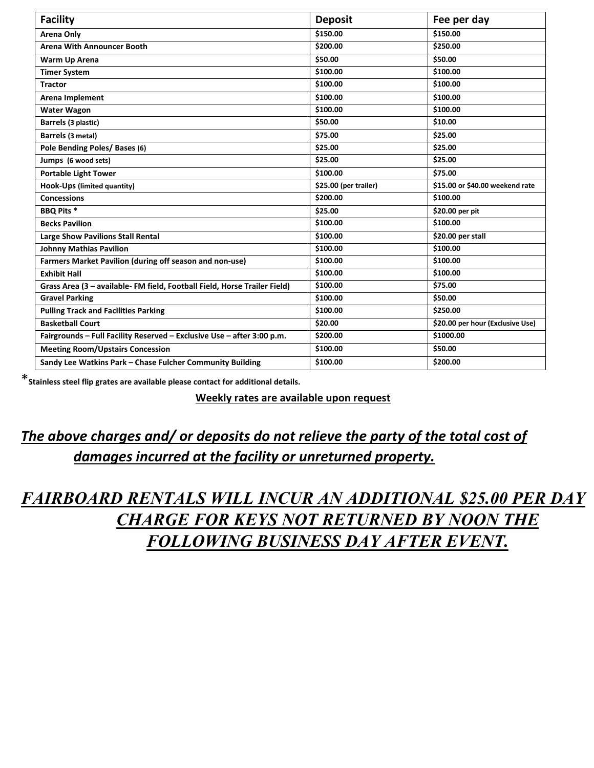| Facility | Deposit | Fee per day |
|---|---|---|
| **Arena Only** | **$150.00** | **$150.00** |
| **Arena With Announcer Booth** | **$200.00** | **$250.00** |
| **Warm Up Arena** | **$50.00** | **$50.00** |
| **Timer System** | **$100.00** | **$100.00** |
| **Tractor** | **$100.00** | **$100.00** |
| **Arena Implement** | **$100.00** | **$100.00** |
| **Water Wagon** | **$100.00** | **$100.00** |
| **Barrels (3 plastic)** | **$50.00** | **$10.00** |
| **Barrels (3 metal)** | **$75.00** | **$25.00** |
| **Pole Bending Poles/ Bases (6)** | **$25.00** | **$25.00** |
| **Jumps (6 wood sets)** | **$25.00** | **$25.00** |
| **Portable Light Tower** | **$100.00** | **$75.00** |
| **Hook-Ups (limited quantity)** | **$25.00 (per trailer)** | **$15.00 or $40.00 weekend rate** |
| **Concessions** | **$200.00** | **$100.00** |
| **BBQ Pits *** | **$25.00** | **$20.00 per pit** |
| **Becks Pavilion** | **$100.00** | **$100.00** |
| **Large Show Pavilions Stall Rental** | **$100.00** | **$20.00 per stall** |
| **Johnny Mathias Pavilion** | **$100.00** | **$100.00** |
| **Farmers Market Pavilion (during off season and non-use)** | **$100.00** | **$100.00** |
| **Exhibit Hall** | **$100.00** | **$100.00** |
| **Grass Area (3 – available- FM field, Football Field, Horse Trailer Field)** | **$100.00** | **$75.00** |
| **Gravel Parking** | **$100.00** | **$50.00** |
| **Pulling Track and Facilities Parking** | **$100.00** | **$250.00** |
| **Basketball Court** | **$20.00** | **$20.00 per hour (Exclusive Use)** |
| **Fairgrounds – Full Facility Reserved – Exclusive Use – after 3:00 p.m.** | **$200.00** | **$1000.00** |
| **Meeting Room/Upstairs Concession** | **$100.00** | **$50.00** |
| **Sandy Lee Watkins Park – Chase Fulcher Community Building** | **$100.00** | **$200.00** |

***Stainless steel flip grates are available please contact for additional details.**

**Weekly rates are available upon request**

***The above charges and/ or deposits do not relieve the party of the total cost of damages incurred at the facility or unreturned property.***

***FAIRBOARD RENTALS WILL INCUR AN ADDITIONAL $25.00 PER DAY CHARGE FOR KEYS NOT RETURNED BY NOON THE FOLLOWING BUSINESS DAY AFTER EVENT.***